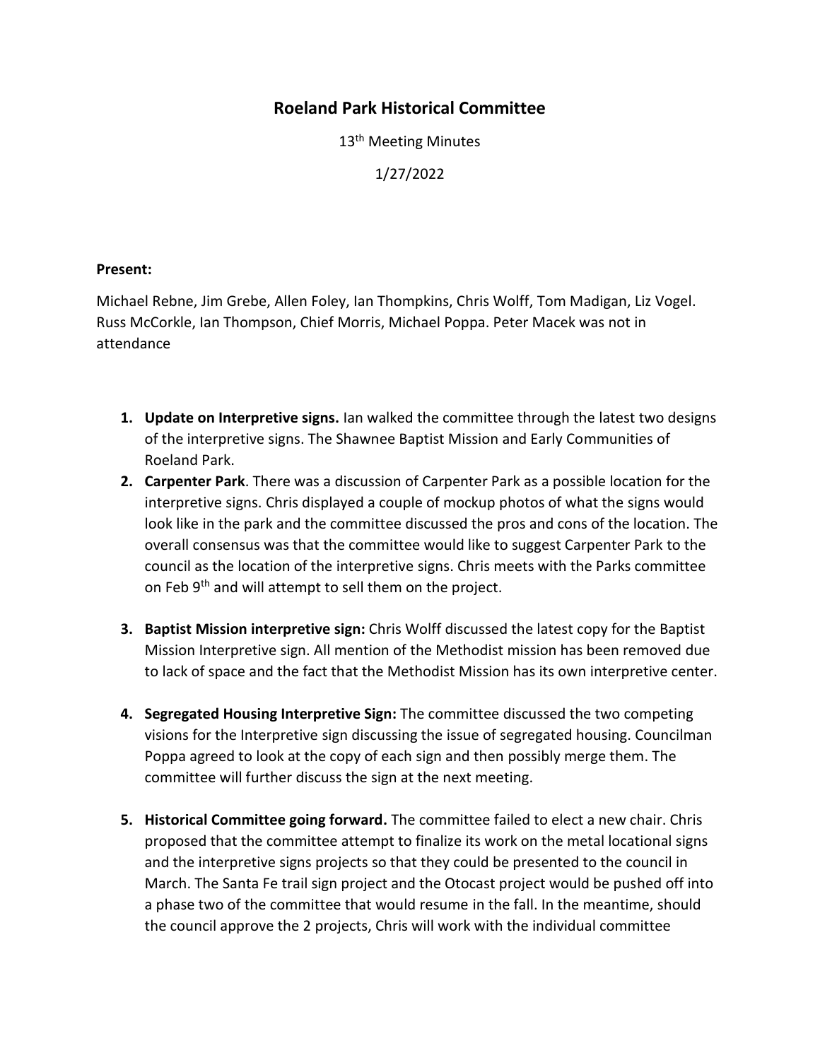# Roeland Park Historical Committee

13th Meeting Minutes

1/27/2022

**Present:**

Michael Rebne, Jim Grebe, Allen Foley, Ian Thompkins, Chris Wolff, Tom Madigan, Liz Vogel. Russ McCorkle, Ian Thompson, Chief Morris, Michael Poppa. Peter Macek was not in attendance

1. **Update on Interpretive signs.** Ian walked the committee through the latest two designs of the interpretive signs. The Shawnee Baptist Mission and Early Communities of Roeland Park.
2. **Carpenter Park**. There was a discussion of Carpenter Park as a possible location for the interpretive signs. Chris displayed a couple of mockup photos of what the signs would look like in the park and the committee discussed the pros and cons of the location. The overall consensus was that the committee would like to suggest Carpenter Park to the council as the location of the interpretive signs. Chris meets with the Parks committee on Feb 9th and will attempt to sell them on the project.
3. **Baptist Mission interpretive sign:** Chris Wolff discussed the latest copy for the Baptist Mission Interpretive sign. All mention of the Methodist mission has been removed due to lack of space and the fact that the Methodist Mission has its own interpretive center.
4. **Segregated Housing Interpretive Sign:** The committee discussed the two competing visions for the Interpretive sign discussing the issue of segregated housing. Councilman Poppa agreed to look at the copy of each sign and then possibly merge them. The committee will further discuss the sign at the next meeting.
5. **Historical Committee going forward.** The committee failed to elect a new chair. Chris proposed that the committee attempt to finalize its work on the metal locational signs and the interpretive signs projects so that they could be presented to the council in March. The Santa Fe trail sign project and the Otocast project would be pushed off into a phase two of the committee that would resume in the fall. In the meantime, should the council approve the 2 projects, Chris will work with the individual committee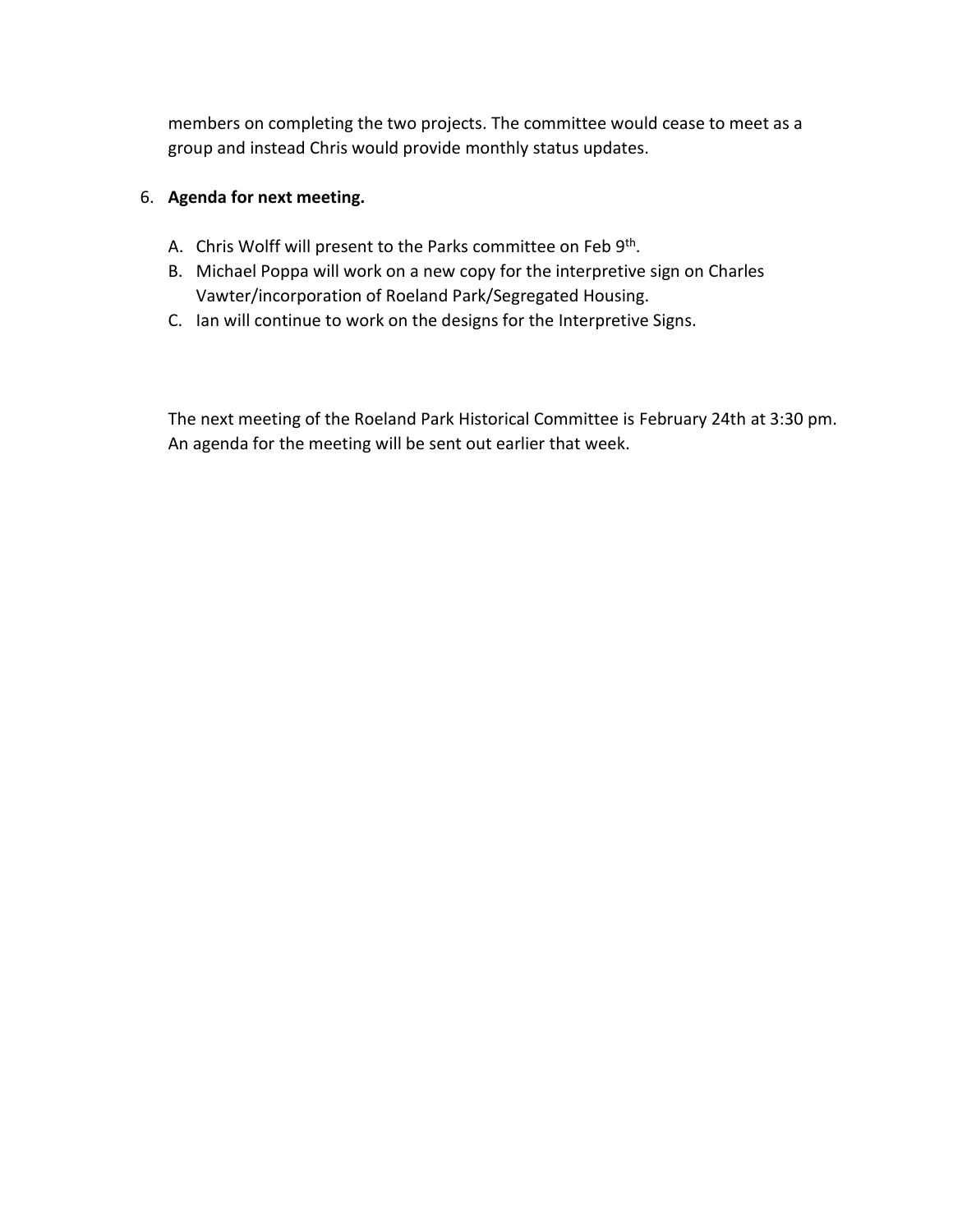members on completing the two projects. The committee would cease to meet as a group and instead Chris would provide monthly status updates.

6. **Agenda for next meeting.**

   A. Chris Wolff will present to the Parks committee on Feb 9th.
   B. Michael Poppa will work on a new copy for the interpretive sign on Charles Vawter/incorporation of Roeland Park/Segregated Housing.
   C. Ian will continue to work on the designs for the Interpretive Signs.

The next meeting of the Roeland Park Historical Committee is February 24th at 3:30 pm. An agenda for the meeting will be sent out earlier that week.